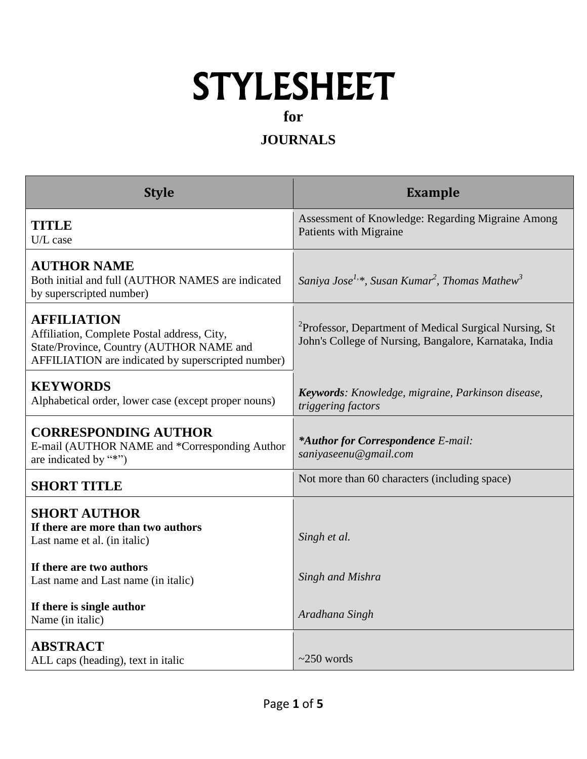# STYLESHEET

**for**

**JOURNALS**

| Style | Example |
| --- | --- |
| **TITLE**<br>U/L case | Assessment of Knowledge: Regarding Migraine Among Patients with Migraine |
| **AUTHOR NAME**<br>Both initial and full (AUTHOR NAMES are indicated by superscripted number) | *Saniya Jose[1,]*, Susan Kumar[2], Thomas Mathew[3]* |
| **AFFILIATION**<br>Affiliation, Complete Postal address, City, State/Province, Country (AUTHOR NAME and AFFILIATION are indicated by superscripted number) | [2]Professor, Department of Medical Surgical Nursing, St John's College of Nursing, Bangalore, Karnataka, India |
| **KEYWORDS**<br>Alphabetical order, lower case (except proper nouns) | ***Keywords**: Knowledge, migraine, Parkinson disease, triggering factors* |
| **CORRESPONDING AUTHOR**<br>E-mail (AUTHOR NAME and *Corresponding Author are indicated by "*") | ***Author for Correspondence** E-mail: saniyaseenu@gmail.com* |
| **SHORT TITLE** | Not more than 60 characters (including space) |
| **SHORT AUTHOR**<br>**If there are more than two authors**<br>Last name et al. (in italic)<br><br>**If there are two authors**<br>Last name and Last name (in italic)<br><br>**If there is single author**<br>Name (in italic) | *Singh et al.*<br><br>*Singh and Mishra*<br><br>*Aradhana Singh* |
| **ABSTRACT**<br>ALL caps (heading), text in italic | ~250 words |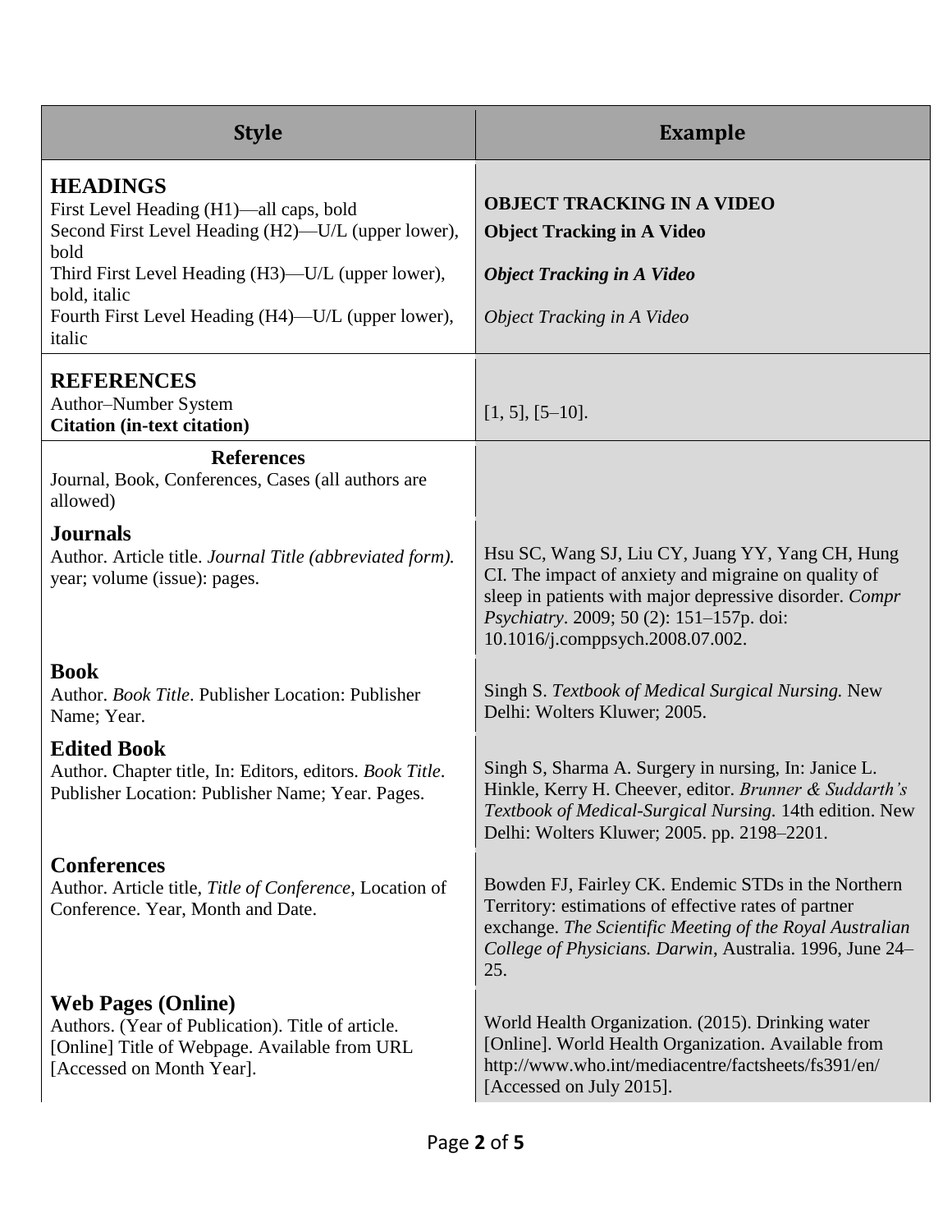| Style | Example |
|---|---|
| **HEADINGS**<br>First Level Heading (H1)—all caps, bold<br>Second First Level Heading (H2)—U/L (upper lower), bold<br>Third First Level Heading (H3)—U/L (upper lower), bold, italic<br>Fourth First Level Heading (H4)—U/L (upper lower), italic | **OBJECT TRACKING IN A VIDEO**<br>**Object Tracking in A Video**<br>***Object Tracking in A Video***<br>*Object Tracking in A Video* |
| **REFERENCES**<br>Author–Number System<br>**Citation (in-text citation)** | [1, 5], [5–10]. |
| **References**<br>Journal, Book, Conferences, Cases (all authors are allowed) | |
| **Journals**<br>Author. Article title. *Journal Title (abbreviated form).* year; volume (issue): pages. | Hsu SC, Wang SJ, Liu CY, Juang YY, Yang CH, Hung CI. The impact of anxiety and migraine on quality of sleep in patients with major depressive disorder. *Compr Psychiatry*. 2009; 50 (2): 151–157p. doi: 10.1016/j.comppsych.2008.07.002. |
| **Book**<br>Author. *Book Title*. Publisher Location: Publisher Name; Year. | Singh S. *Textbook of Medical Surgical Nursing.* New Delhi: Wolters Kluwer; 2005. |
| **Edited Book**<br>Author. Chapter title, In: Editors, editors. *Book Title*. Publisher Location: Publisher Name; Year. Pages. | Singh S, Sharma A. Surgery in nursing, In: Janice L. Hinkle, Kerry H. Cheever, editor. *Brunner & Suddarth's Textbook of Medical-Surgical Nursing.* 14th edition. New Delhi: Wolters Kluwer; 2005. pp. 2198–2201. |
| **Conferences**<br>Author. Article title, *Title of Conference*, Location of Conference. Year, Month and Date. | Bowden FJ, Fairley CK. Endemic STDs in the Northern Territory: estimations of effective rates of partner exchange. *The Scientific Meeting of the Royal Australian College of Physicians. Darwin*, Australia. 1996, June 24–25. |
| **Web Pages (Online)**<br>Authors. (Year of Publication). Title of article. [Online] Title of Webpage. Available from URL [Accessed on Month Year]. | World Health Organization. (2015). Drinking water [Online]. World Health Organization. Available from http://www.who.int/mediacentre/factsheets/fs391/en/ [Accessed on July 2015]. |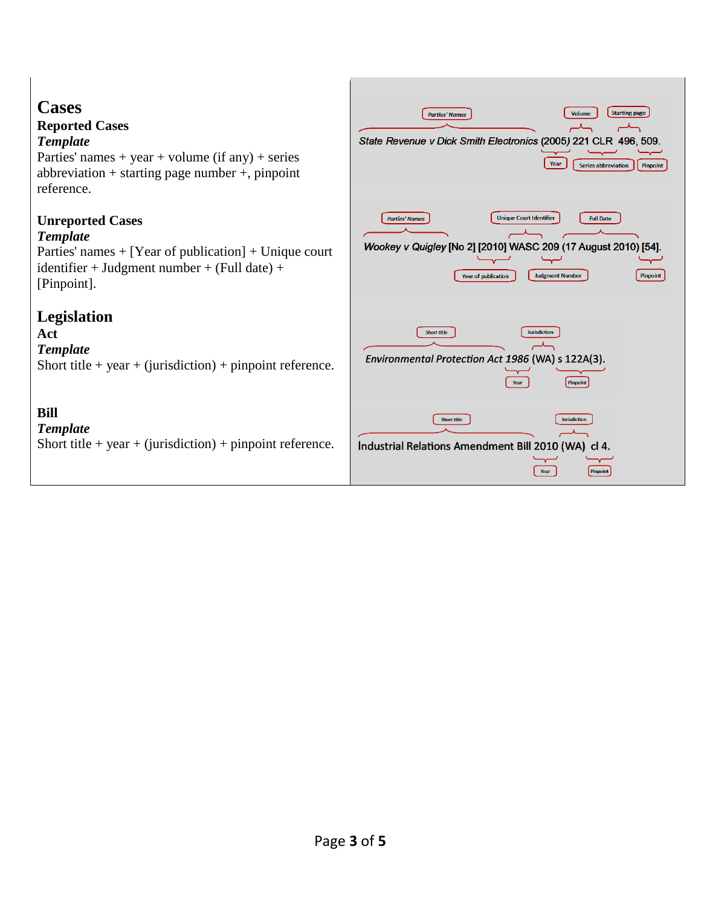# Cases

## Reporting Cases

**Reported Cases**

***Template***

Parties' names + year + volume (if any) + series abbreviation + starting page number +, pinpoint reference.

*State Revenue v Dick Smith Electronics* (2005) 221 CLR 496, 509.

**Unreported Cases**

***Template***

Parties' names + [Year of publication] + Unique court identifier + Judgment number + (Full date) + [Pinpoint].

*Wookey v Quigley* [No 2] [2010] WASC 209 (17 August 2010) [54].

# Legislation

**Act**

***Template***

Short title + year + (jurisdiction) + pinpoint reference.

*Environmental Protection Act 1986* (WA) s 122A(3).

**Bill**

***Template***

Short title + year + (jurisdiction) + pinpoint reference.

Industrial Relations Amendment Bill 2010 (WA) cl 4.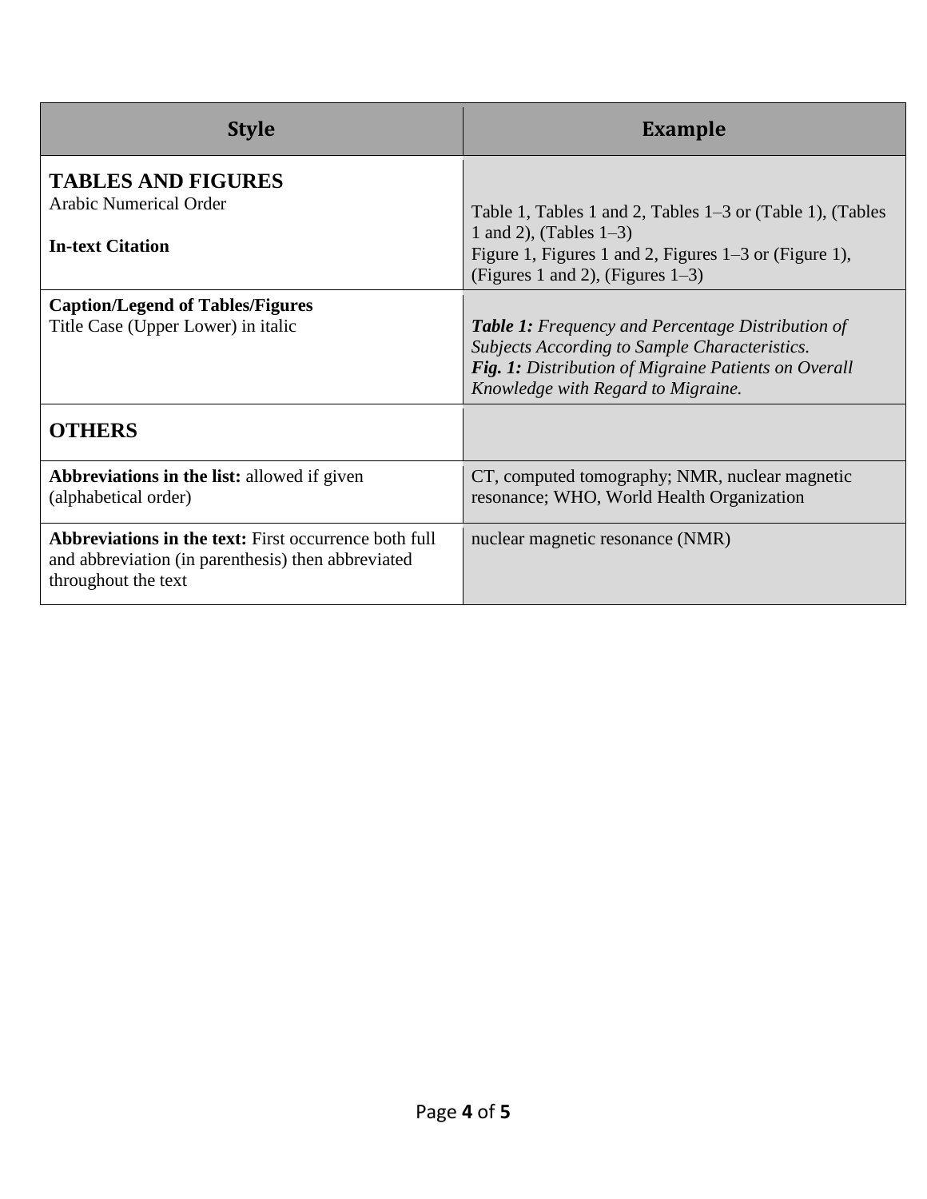| Style | Example |
|---|---|
| **TABLES AND FIGURES**<br>Arabic Numerical Order<br><br>**In-text Citation** | Table 1, Tables 1 and 2, Tables 1–3 or (Table 1), (Tables 1 and 2), (Tables 1–3)<br>Figure 1, Figures 1 and 2, Figures 1–3 or (Figure 1), (Figures 1 and 2), (Figures 1–3) |
| **Caption/Legend of Tables/Figures**<br>Title Case (Upper Lower) in italic | ***Table 1:*** *Frequency and Percentage Distribution of Subjects According to Sample Characteristics.*<br>***Fig. 1:*** *Distribution of Migraine Patients on Overall Knowledge with Regard to Migraine.* |
| **OTHERS** | |
| **Abbreviations in the list:** allowed if given (alphabetical order) | CT, computed tomography; NMR, nuclear magnetic resonance; WHO, World Health Organization |
| **Abbreviations in the text:** First occurrence both full and abbreviation (in parenthesis) then abbreviated throughout the text | nuclear magnetic resonance (NMR) |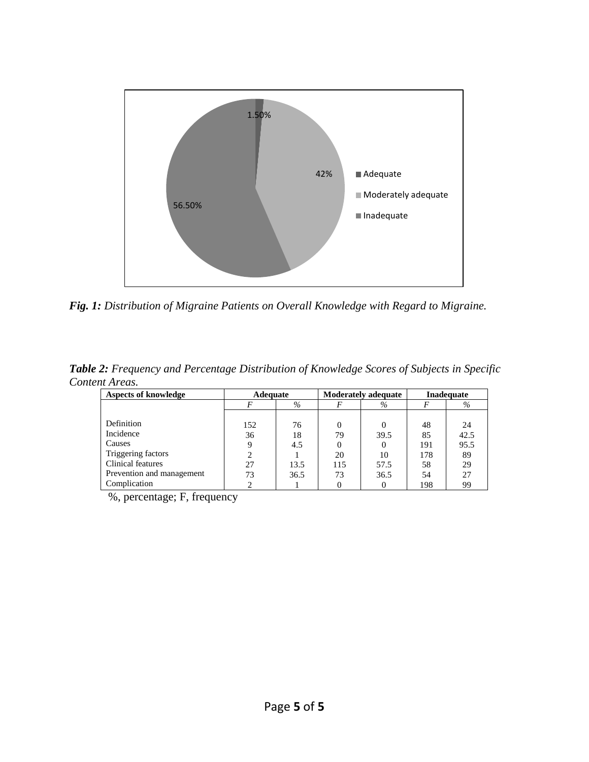1.50%

42%

56.50%

Adequate

Moderately adequate

Inadequate

***Fig. 1:*** *Distribution of Migraine Patients on Overall Knowledge with Regard to Migraine.*

***Table 2:*** *Frequency and Percentage Distribution of Knowledge Scores of Subjects in Specific Content Areas.*

| Aspects of knowledge | Adequate | | Moderately adequate | | Inadequate | |
|---|---|---|---|---|---|---|
| | *F* | *%* | *F* | *%* | *F* | *%* |
| Definition | 152 | 76 | 0 | 0 | 48 | 24 |
| Incidence | 36 | 18 | 79 | 39.5 | 85 | 42.5 |
| Causes | 9 | 4.5 | 0 | 0 | 191 | 95.5 |
| Triggering factors | 2 | 1 | 20 | 10 | 178 | 89 |
| Clinical features | 27 | 13.5 | 115 | 57.5 | 58 | 29 |
| Prevention and management | 73 | 36.5 | 73 | 36.5 | 54 | 27 |
| Complication | 2 | 1 | 0 | 0 | 198 | 99 |

%, percentage; F, frequency